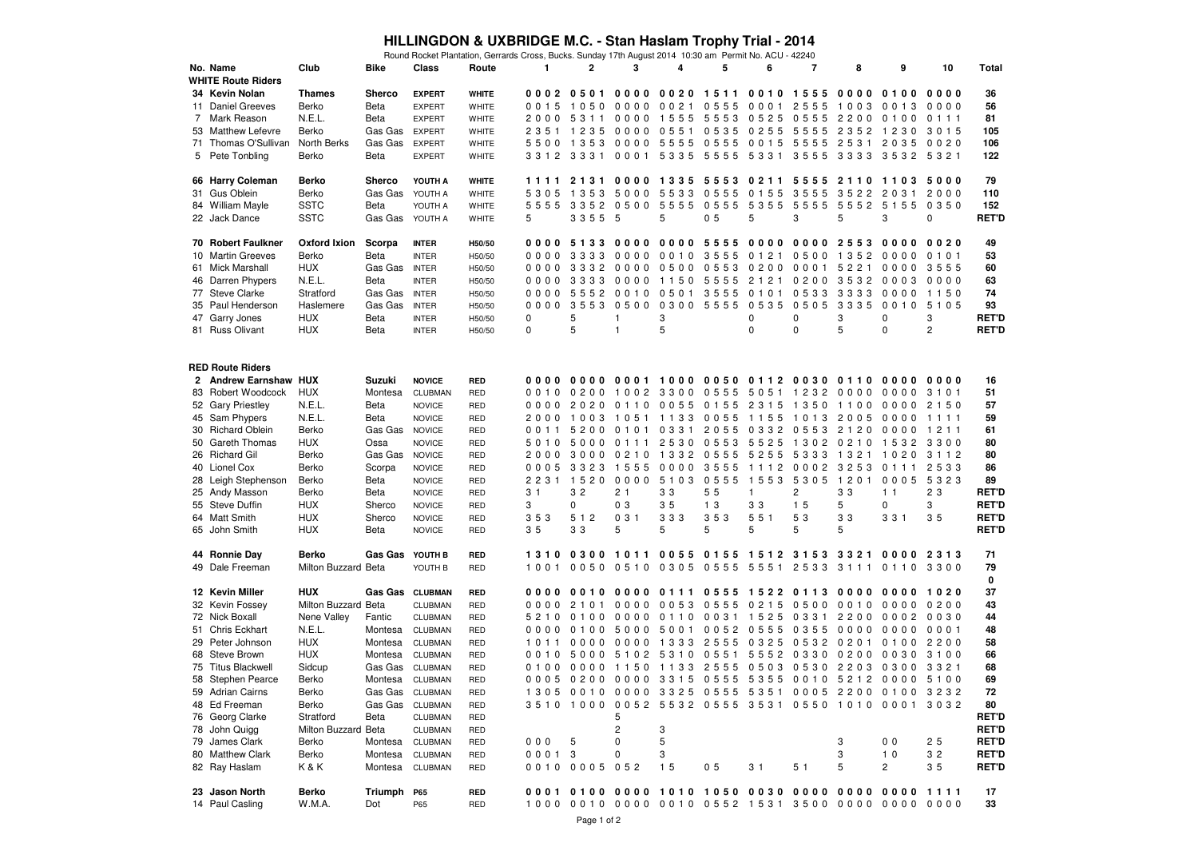# HILLINGDON & UXBRIDGE M.C. - Stan Haslam Trophy Trial - 2014

Round Rocket Plantation, Gerrards Cross, Bucks. Sunday 17th August 2014 10:30 am Permit No. ACU - 42240

| No. | Name | Club | Bike | Class | Route | 1 | 2 | 3 | 4 | 5 | 6 | 7 | 8 | 9 | 10 | Total |
|---|---|---|---|---|---|---|---|---|---|---|---|---|---|---|---|---|
| | **WHITE Route Riders** | | | | | | | | | | | | | | | |
| **34** | **Kevin Nolan** | **Thames** | **Sherco** | **EXPERT** | **WHITE** | **0 0 0 2** | **0 5 0 1** | **0 0 0 0** | **0 0 2 0** | **1 5 1 1** | **0 0 1 0** | **1 5 5 5** | **0 0 0 0** | **0 1 0 0** | **0 0 0 0** | **36** |
| 11 | Daniel Greeves | Berko | Beta | EXPERT | WHITE | 0 0 1 5 | 1 0 5 0 | 0 0 0 0 | 0 0 2 1 | 0 5 5 5 | 0 0 0 1 | 2 5 5 5 | 1 0 0 3 | 0 0 1 3 | 0 0 0 0 | 56 |
| 7 | Mark Reason | N.E.L. | Beta | EXPERT | WHITE | 2 0 0 0 | 5 3 1 1 | 0 0 0 0 | 1 5 5 5 | 5 5 5 3 | 0 5 2 5 | 0 5 5 5 | 2 2 0 0 | 0 1 0 0 | 0 1 1 1 | 81 |
| 53 | Matthew Lefevre | Berko | Gas Gas | EXPERT | WHITE | 2 3 5 1 | 1 2 3 5 | 0 0 0 0 | 0 5 5 1 | 0 5 3 5 | 0 2 5 5 | 5 5 5 5 | 2 3 5 2 | 1 2 3 0 | 3 0 1 5 | 105 |
| 71 | Thomas O'Sullivan | North Berks | Gas Gas | EXPERT | WHITE | 5 5 0 0 | 1 3 5 3 | 0 0 0 0 | 5 5 5 5 | 0 5 5 5 | 0 0 1 5 | 5 5 5 5 | 2 5 3 1 | 2 0 3 5 | 0 0 2 0 | 106 |
| 5 | Pete Tonbling | Berko | Beta | EXPERT | WHITE | 3 3 1 2 | 3 3 3 1 | 0 0 0 1 | 5 3 3 5 | 5 5 5 5 | 5 3 3 1 | 3 5 5 5 | 3 3 3 3 | 3 5 3 2 | 5 3 2 1 | 122 |
| | | | | | | | | | | | | | | | | |
| **66** | **Harry Coleman** | **Berko** | **Sherco** | **YOUTH A** | **WHITE** | **1 1 1 1** | **2 1 3 1** | **0 0 0 0** | **1 3 3 5** | **5 5 5 3** | **0 2 1 1** | **5 5 5 5** | **2 1 1 0** | **1 1 0 3** | **5 0 0 0** | **79** |
| 31 | Gus Oblein | Berko | Gas Gas | YOUTH A | WHITE | 5 3 0 5 | 1 3 5 3 | 5 0 0 0 | 5 5 3 3 | 0 5 5 5 | 0 1 5 5 | 3 5 5 5 | 3 5 2 2 | 2 0 3 1 | 2 0 0 0 | 110 |
| 84 | William Mayle | SSTC | Beta | YOUTH A | WHITE | 5 5 5 5 | 3 3 5 2 | 0 5 0 0 | 5 5 5 5 | 0 5 5 5 | 5 3 5 5 | 5 5 5 5 | 5 5 5 2 | 5 1 5 5 | 0 3 5 0 | 152 |
| 22 | Jack Dance | SSTC | Gas Gas | YOUTH A | WHITE | 5 | 3 3 5 5 | 5 | 5 | 0 5 | 5 | 3 | 5 | 3 | 0 | RET'D |
| | | | | | | | | | | | | | | | | |
| **70** | **Robert Faulkner** | **Oxford Ixion** | **Scorpa** | **INTER** | **H50/50** | **0 0 0 0** | **5 1 3 3** | **0 0 0 0** | **0 0 0 0** | **5 5 5 5** | **0 0 0 0** | **0 0 0 0** | **2 5 5 3** | **0 0 0 0** | **0 0 2 0** | **49** |
| 10 | Martin Greeves | Berko | Beta | INTER | H50/50 | 0 0 0 0 | 3 3 3 3 | 0 0 0 0 | 0 0 1 0 | 3 5 5 5 | 0 1 2 1 | 0 5 0 0 | 1 3 5 2 | 0 0 0 0 | 0 1 0 1 | 53 |
| 61 | Mick Marshall | HUX | Gas Gas | INTER | H50/50 | 0 0 0 0 | 3 3 3 2 | 0 0 0 0 | 0 5 0 0 | 0 5 5 3 | 0 2 0 0 | 0 0 0 1 | 5 2 2 1 | 0 0 0 0 | 3 5 5 5 | 60 |
| 46 | Darren Phypers | N.E.L. | Beta | INTER | H50/50 | 0 0 0 0 | 3 3 3 3 | 0 0 0 0 | 1 1 5 0 | 5 5 5 5 | 2 1 2 1 | 0 2 0 0 | 3 5 3 2 | 0 0 0 3 | 0 0 0 0 | 63 |
| 77 | Steve Clarke | Stratford | Gas Gas | INTER | H50/50 | 0 0 0 0 | 5 5 5 2 | 0 0 1 0 | 0 5 0 1 | 3 5 5 5 | 0 1 0 1 | 0 5 3 3 | 3 3 3 3 | 0 0 0 0 | 1 1 5 0 | 74 |
| 35 | Paul Henderson | Haslemere | Gas Gas | INTER | H50/50 | 0 0 0 0 | 3 5 5 3 | 0 5 0 0 | 0 3 0 0 | 5 5 5 5 | 0 5 3 5 | 0 5 0 5 | 3 3 3 5 | 0 0 1 0 | 5 1 0 5 | 93 |
| 47 | Garry Jones | HUX | Beta | INTER | H50/50 | 0 | 5 | 1 | 3 | | 0 | 0 | 3 | 0 | 3 | RET'D |
| 81 | Russ Olivant | HUX | Beta | INTER | H50/50 | 0 | 5 | 1 | 5 | | 0 | 0 | 5 | 0 | 2 | RET'D |
| | | | | | | | | | | | | | | | | |
| | **RED Route Riders** | | | | | | | | | | | | | | | |
| **2** | **Andrew Earnshaw** | **HUX** | **Suzuki** | **NOVICE** | **RED** | **0 0 0 0** | **0 0 0 0** | **0 0 0 1** | **1 0 0 0** | **0 0 5 0** | **0 1 1 2** | **0 0 3 0** | **0 1 1 0** | **0 0 0 0** | **0 0 0 0** | **16** |
| 83 | Robert Woodcock | HUX | Montesa | CLUBMAN | RED | 0 0 1 0 | 0 2 0 0 | 1 0 0 2 | 3 3 0 0 | 0 5 5 5 | 5 0 5 1 | 1 2 3 2 | 0 0 0 0 | 0 0 0 0 | 3 1 0 1 | 51 |
| 52 | Gary Priestley | N.E.L. | Beta | NOVICE | RED | 0 0 0 0 | 2 0 2 0 | 0 1 1 0 | 0 0 5 5 | 0 1 5 5 | 2 3 1 5 | 1 3 5 0 | 1 1 0 0 | 0 0 0 0 | 2 1 5 0 | 57 |
| 45 | Sam Phypers | N.E.L. | Beta | NOVICE | RED | 2 0 0 0 | 1 0 0 3 | 1 0 5 1 | 1 1 3 3 | 0 0 5 5 | 1 1 5 5 | 1 0 1 3 | 2 0 0 5 | 0 0 0 0 | 1 1 1 1 | 59 |
| 30 | Richard Oblein | Berko | Gas Gas | NOVICE | RED | 0 0 1 1 | 5 2 0 0 | 0 1 0 1 | 0 3 3 1 | 2 0 5 5 | 0 3 3 2 | 0 5 5 3 | 2 1 2 0 | 0 0 0 0 | 1 2 1 1 | 61 |
| 50 | Gareth Thomas | HUX | Ossa | NOVICE | RED | 5 0 1 0 | 5 0 0 0 | 0 1 1 1 | 2 5 3 0 | 0 5 5 3 | 5 5 2 5 | 1 3 0 2 | 0 2 1 0 | 1 5 3 2 | 3 3 0 0 | 80 |
| 26 | Richard Gil | Berko | Gas Gas | NOVICE | RED | 2 0 0 0 | 3 0 0 0 | 0 2 1 0 | 1 3 3 2 | 0 5 5 5 | 5 2 5 5 | 5 3 3 3 | 1 3 2 1 | 1 0 2 0 | 3 1 1 2 | 80 |
| 40 | Lionel Cox | Berko | Scorpa | NOVICE | RED | 0 0 0 5 | 3 3 2 3 | 1 5 5 5 | 0 0 0 0 | 3 5 5 5 | 1 1 1 2 | 0 0 0 2 | 3 2 5 3 | 0 1 1 1 | 2 5 3 3 | 86 |
| 28 | Leigh Stephenson | Berko | Beta | NOVICE | RED | 2 2 3 1 | 1 5 2 0 | 0 0 0 0 | 5 1 0 3 | 0 5 5 5 | 1 5 5 3 | 5 3 0 5 | 1 2 0 1 | 0 0 0 5 | 5 3 2 3 | 89 |
| 25 | Andy Masson | Berko | Beta | NOVICE | RED | 3 1 | 3 2 | 2 1 | 3 3 | 5 5 | 1 | 2 | 3 3 | 1 1 | 2 3 | RET'D |
| 55 | Steve Duffin | HUX | Sherco | NOVICE | RED | 3 | 0 | 0 3 | 3 5 | 1 3 | 3 3 | 1 5 | 5 | 0 | 3 | RET'D |
| 64 | Matt Smith | HUX | Sherco | NOVICE | RED | 3 5 3 | 5 1 2 | 0 3 1 | 3 3 3 | 3 5 3 | 5 5 1 | 5 3 | 3 3 | 3 3 1 | 3 5 | RET'D |
| 65 | John Smith | HUX | Beta | NOVICE | RED | 3 5 | 3 3 | 5 | 5 | 5 | 5 | 5 | 5 | | | RET'D |
| | | | | | | | | | | | | | | | | |
| **44** | **Ronnie Day** | **Berko** | **Gas Gas** | **YOUTH B** | **RED** | **1 3 1 0** | **0 3 0 0** | **1 0 1 1** | **0 0 5 5** | **0 1 5 5** | **1 5 1 2** | **3 1 5 3** | **3 3 2 1** | **0 0 0 0** | **2 3 1 3** | **71** |
| 49 | Dale Freeman | Milton Buzzard | Beta | YOUTH B | RED | 1 0 0 1 | 0 0 5 0 | 0 5 1 0 | 0 3 0 5 | 0 5 5 5 | 5 5 5 1 | 2 5 3 3 | 3 1 1 1 | 0 1 1 0 | 3 3 0 0 | 79 |
| | | | | | | | | | | | | | | | | 0 |
| **12** | **Kevin Miller** | **HUX** | **Gas Gas** | **CLUBMAN** | **RED** | **0 0 0 0** | **0 0 1 0** | **0 0 0 0** | **0 1 1 1** | **0 5 5 5** | **1 5 2 2** | **0 1 1 3** | **0 0 0 0** | **0 0 0 0** | **1 0 2 0** | **37** |
| 32 | Kevin Fossey | Milton Buzzard | Beta | CLUBMAN | RED | 0 0 0 0 | 2 1 0 1 | 0 0 0 0 | 0 0 5 3 | 0 5 5 5 | 0 2 1 5 | 0 5 0 0 | 0 0 1 0 | 0 0 0 0 | 0 2 0 0 | 43 |
| 72 | Nick Boxall | Nene Valley | Fantic | CLUBMAN | RED | 5 2 1 0 | 0 1 0 0 | 0 0 0 0 | 0 1 1 0 | 0 0 3 1 | 1 5 2 5 | 0 3 3 1 | 2 2 0 0 | 0 0 0 2 | 0 0 3 0 | 44 |
| 51 | Chris Eckhart | N.E.L. | Montesa | CLUBMAN | RED | 0 0 0 0 | 0 1 0 0 | 5 0 0 0 | 5 0 0 1 | 0 0 5 2 | 0 5 5 5 | 0 3 5 5 | 0 0 0 0 | 0 0 0 0 | 0 0 0 1 | 48 |
| 29 | Peter Johnson | HUX | Montesa | CLUBMAN | RED | 1 0 1 1 | 0 0 0 0 | 0 0 0 0 | 1 3 3 3 | 2 5 5 5 | 0 3 2 5 | 0 5 3 2 | 0 2 0 1 | 0 1 0 0 | 2 2 0 0 | 58 |
| 68 | Steve Brown | HUX | Montesa | CLUBMAN | RED | 0 0 1 0 | 5 0 0 0 | 5 1 0 2 | 5 3 1 0 | 0 5 5 1 | 5 5 5 2 | 0 3 3 0 | 0 2 0 0 | 0 0 3 0 | 3 1 0 0 | 66 |
| 75 | Titus Blackwell | Sidcup | Gas Gas | CLUBMAN | RED | 0 1 0 0 | 0 0 0 0 | 1 1 5 0 | 1 1 3 3 | 2 5 5 5 | 0 5 0 3 | 0 5 3 0 | 2 2 0 3 | 0 3 0 0 | 3 3 2 1 | 68 |
| 58 | Stephen Pearce | Berko | Montesa | CLUBMAN | RED | 0 0 0 5 | 0 2 0 0 | 0 0 0 0 | 3 3 1 5 | 0 5 5 5 | 5 3 5 5 | 0 0 1 0 | 5 2 1 2 | 0 0 0 0 | 5 1 0 0 | 69 |
| 59 | Adrian Cairns | Berko | Gas Gas | CLUBMAN | RED | 1 3 0 5 | 0 0 1 0 | 0 0 0 0 | 3 3 2 5 | 0 5 5 5 | 5 3 5 1 | 0 0 0 5 | 2 2 0 0 | 0 1 0 0 | 3 2 3 2 | 72 |
| 48 | Ed Freeman | Berko | Gas Gas | CLUBMAN | RED | 3 5 1 0 | 1 0 0 0 | 0 0 5 2 | 5 5 3 2 | 0 5 5 5 | 3 5 3 1 | 0 5 5 0 | 1 0 1 0 | 0 0 0 1 | 3 0 3 2 | 80 |
| 76 | Georg Clarke | Stratford | Beta | CLUBMAN | RED | | | 5 | | | | | | | | RET'D |
| 78 | John Quigg | Milton Buzzard | Beta | CLUBMAN | RED | | | 2 | 3 | | | | | | | RET'D |
| 79 | James Clark | Berko | Montesa | CLUBMAN | RED | 0 0 0 | 5 | 0 | 5 | | | | 3 | 0 0 | 2 5 | RET'D |
| 80 | Matthew Clark | Berko | Montesa | CLUBMAN | RED | 0 0 0 1 | 3 | 0 | 3 | | | | 3 | 1 0 | 3 2 | RET'D |
| 82 | Ray Haslam | K & K | Montesa | CLUBMAN | RED | 0 0 1 0 | 0 0 0 5 | 0 5 2 | 1 5 | 0 5 | 3 1 | 5 1 | 5 | 2 | 3 5 | RET'D |
| | | | | | | | | | | | | | | | | |
| **23** | **Jason North** | **Berko** | **Triumph** | **P65** | **RED** | **0 0 0 1** | **0 1 0 0** | **0 0 0 0** | **1 0 1 0** | **1 0 5 0** | **0 0 3 0** | **0 0 0 0** | **0 0 0 0** | **0 0 0 0** | **1 1 1 1** | **17** |
| 14 | Paul Casling | W.M.A. | Dot | P65 | RED | 1 0 0 0 | 0 0 1 0 | 0 0 0 0 | 0 0 1 0 | 0 5 5 2 | 1 5 3 1 | 3 5 0 0 | 0 0 0 0 | 0 0 0 0 | 0 0 0 0 | 33 |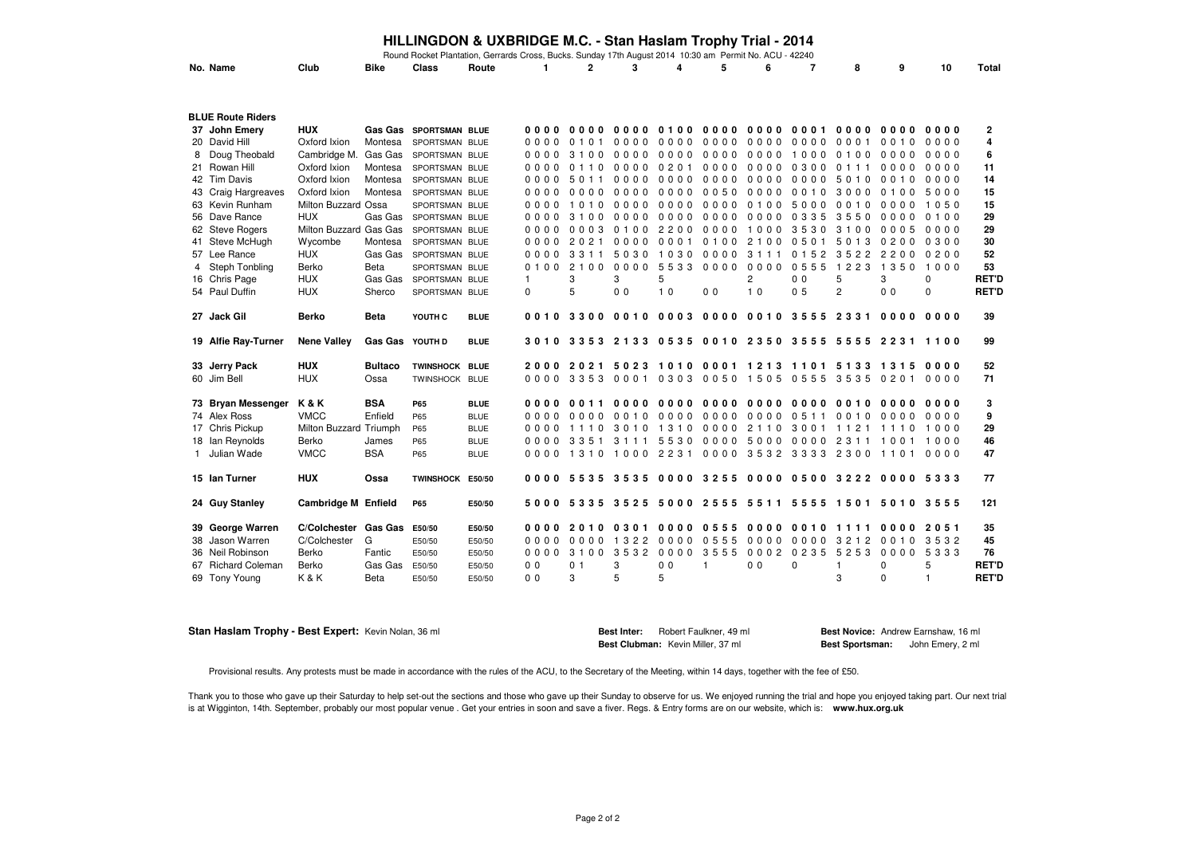# HILLINGDON & UXBRIDGE M.C. - Stan Haslam Trophy Trial - 2014

Round Rocket Plantation, Gerrards Cross, Bucks. Sunday 17th August 2014 10:30 am Permit No. ACU - 42240

| No. | Name | Club | Bike | Class | Route | 1 | 2 | 3 | 4 | 5 | 6 | 7 | 8 | 9 | 10 | Total |
|---|---|---|---|---|---|---|---|---|---|---|---|---|---|---|---|---|
| | **BLUE Route Riders** | | | | | | | | | | | | | | | |
| 37 | **John Emery** | **HUX** | **Gas Gas** | **SPORTSMAN** | **BLUE** | **0 0 0 0** | **0 0 0 0** | **0 0 0 0** | **0 1 0 0** | **0 0 0 0** | **0 0 0 0** | **0 0 0 1** | **0 0 0 0** | **0 0 0 0** | **0 0 0 0** | **2** |
| 20 | David Hill | Oxford Ixion | Montesa | SPORTSMAN | BLUE | 0 0 0 0 | 0 1 0 1 | 0 0 0 0 | 0 0 0 0 | 0 0 0 0 | 0 0 0 0 | 0 0 0 0 | 0 0 0 1 | 0 0 1 0 | 0 0 0 0 | 4 |
| 8 | Doug Theobald | Cambridge M. | Gas Gas | SPORTSMAN | BLUE | 0 0 0 0 | 3 1 0 0 | 0 0 0 0 | 0 0 0 0 | 0 0 0 0 | 0 0 0 0 | 1 0 0 0 | 0 1 0 0 | 0 0 0 0 | 0 0 0 0 | 6 |
| 21 | Rowan Hill | Oxford Ixion | Montesa | SPORTSMAN | BLUE | 0 0 0 0 | 0 1 1 0 | 0 0 0 0 | 0 2 0 1 | 0 0 0 0 | 0 0 0 0 | 0 3 0 0 | 0 1 1 1 | 0 0 0 0 | 0 0 0 0 | 11 |
| 42 | Tim Davis | Oxford Ixion | Montesa | SPORTSMAN | BLUE | 0 0 0 0 | 5 0 1 1 | 0 0 0 0 | 0 0 0 0 | 0 0 0 0 | 0 0 0 0 | 0 0 0 0 | 5 0 1 0 | 0 0 1 0 | 0 0 0 0 | 14 |
| 43 | Craig Hargreaves | Oxford Ixion | Montesa | SPORTSMAN | BLUE | 0 0 0 0 | 0 0 0 0 | 0 0 0 0 | 0 0 0 0 | 0 0 5 0 | 0 0 0 0 | 0 0 1 0 | 3 0 0 0 | 0 1 0 0 | 5 0 0 0 | 15 |
| 63 | Kevin Runham | Milton Buzzard | Ossa | SPORTSMAN | BLUE | 0 0 0 0 | 1 0 1 0 | 0 0 0 0 | 0 0 0 0 | 0 0 0 0 | 0 1 0 0 | 5 0 0 0 | 0 0 1 0 | 0 0 0 0 | 1 0 5 0 | 15 |
| 56 | Dave Rance | HUX | Gas Gas | SPORTSMAN | BLUE | 0 0 0 0 | 3 1 0 0 | 0 0 0 0 | 0 0 0 0 | 0 0 0 0 | 0 0 0 0 | 0 3 3 5 | 3 5 5 0 | 0 0 0 0 | 0 1 0 0 | 29 |
| 62 | Steve Rogers | Milton Buzzard | Gas Gas | SPORTSMAN | BLUE | 0 0 0 0 | 0 0 0 3 | 0 1 0 0 | 2 2 0 0 | 0 0 0 0 | 1 0 0 0 | 3 5 3 0 | 3 1 0 0 | 0 0 0 5 | 0 0 0 0 | 29 |
| 41 | Steve McHugh | Wycombe | Montesa | SPORTSMAN | BLUE | 0 0 0 0 | 2 0 2 1 | 0 0 0 0 | 0 0 0 1 | 0 1 0 0 | 2 1 0 0 | 0 5 0 1 | 5 0 1 3 | 0 2 0 0 | 0 3 0 0 | 30 |
| 57 | Lee Rance | HUX | Gas Gas | SPORTSMAN | BLUE | 0 0 0 0 | 3 3 1 1 | 5 0 3 0 | 1 0 3 0 | 0 0 0 0 | 3 1 1 1 | 0 1 5 2 | 3 5 2 2 | 2 2 0 0 | 0 2 0 0 | 52 |
| 4 | Steph Tonbling | Berko | Beta | SPORTSMAN | BLUE | 0 1 0 0 | 2 1 0 0 | 0 0 0 0 | 5 5 3 3 | 0 0 0 0 | 0 0 0 0 | 0 5 5 5 | 1 2 2 3 | 1 3 5 0 | 1 0 0 0 | 53 |
| 16 | Chris Page | HUX | Gas Gas | SPORTSMAN | BLUE | 1 | 3 | 3 | 5 | | 2 | 0 0 | 5 | 3 | 0 | RET'D |
| 54 | Paul Duffin | HUX | Sherco | SPORTSMAN | BLUE | 0 | 5 | 0 0 | 1 0 | 0 0 | 1 0 | 0 5 | 2 | 0 0 | 0 | RET'D |
| 27 | **Jack Gil** | **Berko** | **Beta** | **YOUTH C** | **BLUE** | **0 0 1 0** | **3 3 0 0** | **0 0 1 0** | **0 0 0 3** | **0 0 0 0** | **0 0 1 0** | **3 5 5 5** | **2 3 3 1** | **0 0 0 0** | **0 0 0 0** | **39** |
| 19 | **Alfie Ray-Turner** | **Nene Valley** | **Gas Gas** | **YOUTH D** | **BLUE** | **3 0 1 0** | **3 3 5 3** | **2 1 3 3** | **0 5 3 5** | **0 0 1 0** | **2 3 5 0** | **3 5 5 5** | **5 5 5 5** | **2 2 3 1** | **1 1 0 0** | **99** |
| 33 | **Jerry Pack** | **HUX** | **Bultaco** | **TWINSHOCK** | **BLUE** | **2 0 0 0** | **2 0 2 1** | **5 0 2 3** | **1 0 1 0** | **0 0 0 1** | **1 2 1 3** | **1 1 0 1** | **5 1 3 3** | **1 3 1 5** | **0 0 0 0** | **52** |
| 60 | Jim Bell | HUX | Ossa | TWINSHOCK | BLUE | 0 0 0 0 | 3 3 5 3 | 0 0 0 1 | 0 3 0 3 | 0 0 5 0 | 1 5 0 5 | 0 5 5 5 | 3 5 3 5 | 0 2 0 1 | 0 0 0 0 | 71 |
| 73 | **Bryan Messenger** | **K & K** | **BSA** | **P65** | **BLUE** | **0 0 0 0** | **0 0 1 1** | **0 0 0 0** | **0 0 0 0** | **0 0 0 0** | **0 0 0 0** | **0 0 0 0** | **0 0 1 0** | **0 0 0 0** | **0 0 0 0** | **3** |
| 74 | Alex Ross | VMCC | Enfield | P65 | BLUE | 0 0 0 0 | 0 0 0 0 | 0 0 1 0 | 0 0 0 0 | 0 0 0 0 | 0 0 0 0 | 0 5 1 1 | 0 0 1 0 | 0 0 0 0 | 0 0 0 0 | 9 |
| 17 | Chris Pickup | Milton Buzzard | Triumph | P65 | BLUE | 0 0 0 0 | 1 1 1 0 | 3 0 1 0 | 1 3 1 0 | 0 0 0 0 | 2 1 1 0 | 3 0 0 1 | 1 1 2 1 | 1 1 1 0 | 1 0 0 0 | 29 |
| 18 | Ian Reynolds | Berko | James | P65 | BLUE | 0 0 0 0 | 3 3 5 1 | 3 1 1 1 | 5 5 3 0 | 0 0 0 0 | 5 0 0 0 | 0 0 0 0 | 2 3 1 1 | 1 0 0 1 | 1 0 0 0 | 46 |
| 1 | Julian Wade | VMCC | BSA | P65 | BLUE | 0 0 0 0 | 1 3 1 0 | 1 0 0 0 | 2 2 3 1 | 0 0 0 0 | 3 5 3 2 | 3 3 3 3 | 2 3 0 0 | 1 1 0 1 | 0 0 0 0 | 47 |
| 15 | **Ian Turner** | **HUX** | **Ossa** | **TWINSHOCK** | **E50/50** | **0 0 0 0** | **5 5 3 5** | **3 5 3 5** | **0 0 0 0** | **3 2 5 5** | **0 0 0 0** | **0 5 0 0** | **3 2 2 2** | **0 0 0 0** | **5 3 3 3** | **77** |
| 24 | **Guy Stanley** | **Cambridge M** | **Enfield** | **P65** | **E50/50** | **5 0 0 0** | **5 3 3 5** | **3 5 2 5** | **5 0 0 0** | **2 5 5 5** | **5 5 1 1** | **5 5 5 5** | **1 5 0 1** | **5 0 1 0** | **3 5 5 5** | **121** |
| 39 | **George Warren** | **C/Colchester** | **Gas Gas** | **E50/50** | **E50/50** | **0 0 0 0** | **2 0 1 0** | **0 3 0 1** | **0 0 0 0** | **0 5 5 5** | **0 0 0 0** | **0 0 1 0** | **1 1 1 1** | **0 0 0 0** | **2 0 5 1** | **35** |
| 38 | Jason Warren | C/Colchester | G | E50/50 | E50/50 | 0 0 0 0 | 0 0 0 0 | 1 3 2 2 | 0 0 0 0 | 0 5 5 5 | 0 0 0 0 | 0 0 0 0 | 3 2 1 2 | 0 0 1 0 | 3 5 3 2 | 45 |
| 36 | Neil Robinson | Berko | Fantic | E50/50 | E50/50 | 0 0 0 0 | 3 1 0 0 | 3 5 3 2 | 0 0 0 0 | 3 5 5 5 | 0 0 0 2 | 0 2 3 5 | 5 2 5 3 | 0 0 0 0 | 5 3 3 3 | 76 |
| 67 | Richard Coleman | Berko | Gas Gas | E50/50 | E50/50 | 0 0 | 0 1 | 3 | 0 0 | 1 | 0 0 | 0 | 1 | 0 | 5 | RET'D |
| 69 | Tony Young | K & K | Beta | E50/50 | E50/50 | 0 0 | 3 | 5 | 5 | | | | 3 | 0 | 1 | RET'D |

**Stan Haslam Trophy - Best Expert:** Kevin Nolan, 36 ml

**Best Inter:** Robert Faulkner, 49 ml

**Best Clubman:** Kevin Miller, 37 ml

**Best Novice:** Andrew Earnshaw, 16 ml

**Best Sportsman:** John Emery, 2 ml

Provisional results. Any protests must be made in accordance with the rules of the ACU, to the Secretary of the Meeting, within 14 days, together with the fee of £50.

Thank you to those who gave up their Saturday to help set-out the sections and those who gave up their Sunday to observe for us. We enjoyed running the trial and hope you enjoyed taking part. Our next trial is at Wigginton, 14th. September, probably our most popular venue . Get your entries in soon and save a fiver. Regs. & Entry forms are on our website, which is: **www.hux.org.uk**